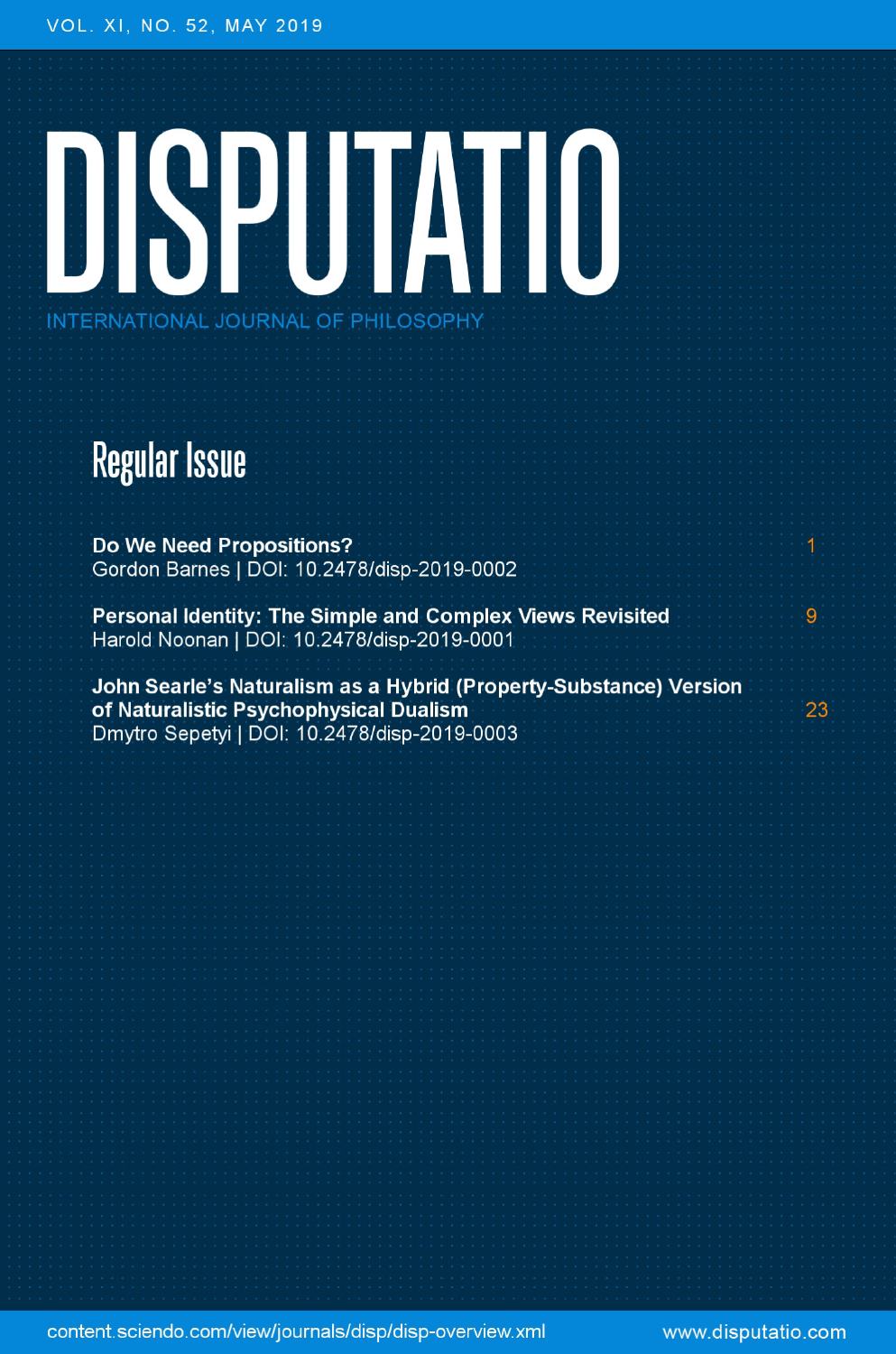VOL. XI, NO. 52, MAY 2019

# DISPUTATIO

INTERNATIONAL JOURNAL OF PHILOSOPHY

## Regular Issue

**Do We Need Propositions?** 1
Gordon Barnes | DOI: 10.2478/disp-2019-0002

**Personal Identity: The Simple and Complex Views Revisited** 9
Harold Noonan | DOI: 10.2478/disp-2019-0001

**John Searle's Naturalism as a Hybrid (Property-Substance) Version of Naturalistic Psychophysical Dualism** 23
Dmytro Sepetyi | DOI: 10.2478/disp-2019-0003

content.sciendo.com/view/journals/disp/disp-overview.xml www.disputatio.com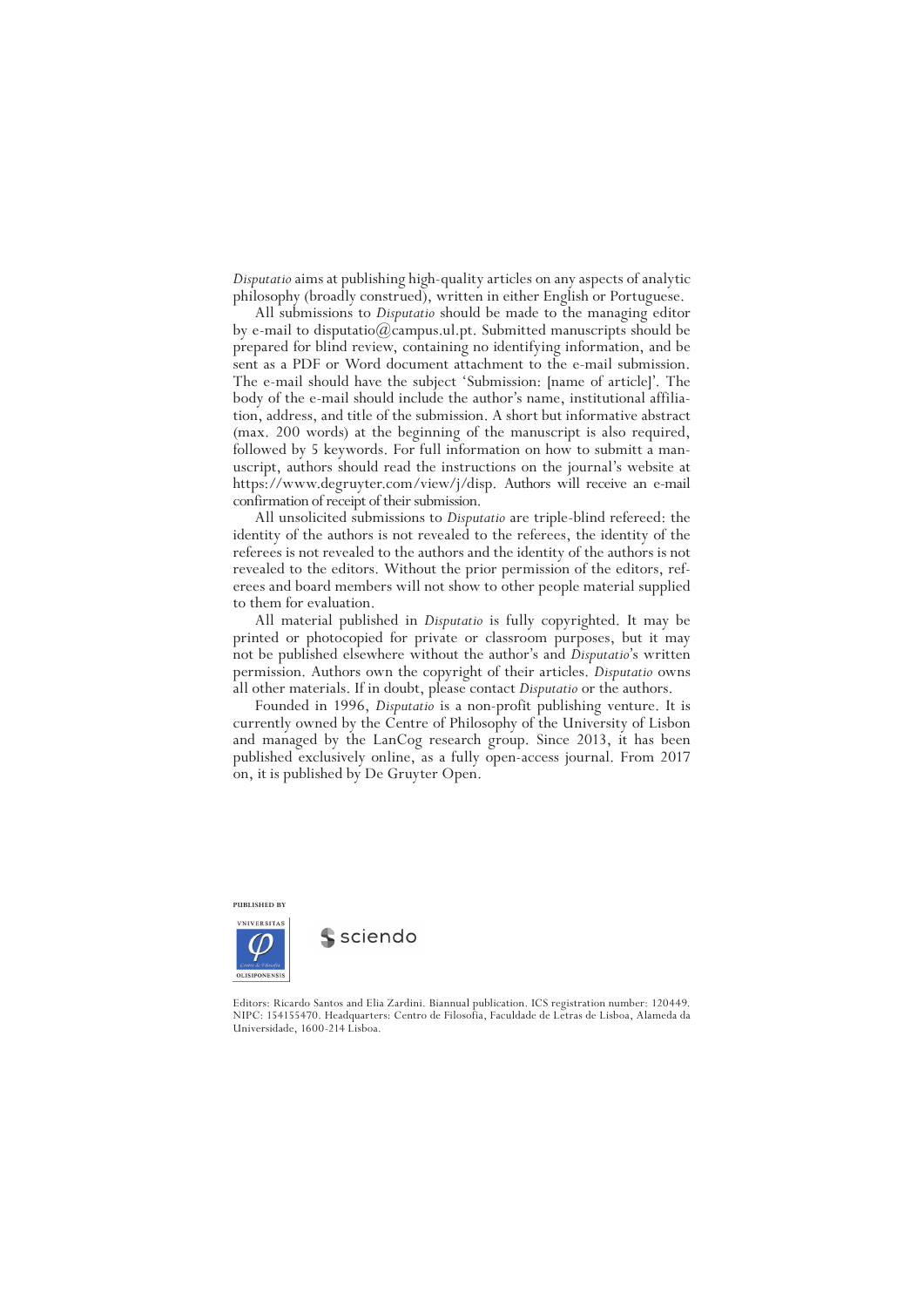*Disputatio* aims at publishing high-quality articles on any aspects of analytic philosophy (broadly construed), written in either English or Portuguese.

All submissions to *Disputatio* should be made to the managing editor by e-mail to disputatio@campus.ul.pt. Submitted manuscripts should be prepared for blind review, containing no identifying information, and be sent as a PDF or Word document attachment to the e-mail submission. The e-mail should have the subject 'Submission: [name of article]'. The body of the e-mail should include the author's name, institutional affiliation, address, and title of the submission. A short but informative abstract (max. 200 words) at the beginning of the manuscript is also required, followed by 5 keywords. For full information on how to submitt a manuscript, authors should read the instructions on the journal's website at https://www.degruyter.com/view/j/disp. Authors will receive an e-mail confirmation of receipt of their submission.

All unsolicited submissions to *Disputatio* are triple-blind refereed: the identity of the authors is not revealed to the referees, the identity of the referees is not revealed to the authors and the identity of the authors is not revealed to the editors. Without the prior permission of the editors, referees and board members will not show to other people material supplied to them for evaluation.

All material published in *Disputatio* is fully copyrighted. It may be printed or photocopied for private or classroom purposes, but it may not be published elsewhere without the author's and *Disputatio*'s written permission. Authors own the copyright of their articles. *Disputatio* owns all other materials. If in doubt, please contact *Disputatio* or the authors.

Founded in 1996, *Disputatio* is a non-profit publishing venture. It is currently owned by the Centre of Philosophy of the University of Lisbon and managed by the LanCog research group. Since 2013, it has been published exclusively online, as a fully open-access journal. From 2017 on, it is published by De Gruyter Open.

PUBLISHED BY

VNIVERSITAS OLISIPONENSIS

sciendo

Editors: Ricardo Santos and Elia Zardini. Biannual publication. ICS registration number: 120449. NIPC: 154155470. Headquarters: Centro de Filosofia, Faculdade de Letras de Lisboa, Alameda da Universidade, 1600-214 Lisboa.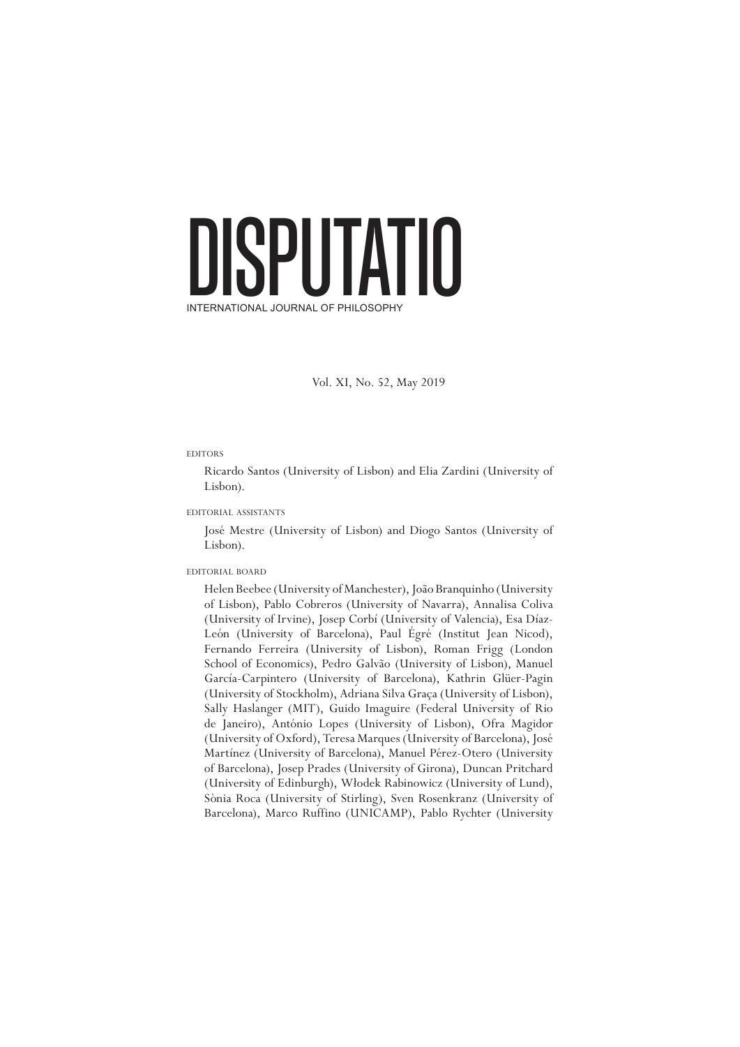# DISPUTATIO

INTERNATIONAL JOURNAL OF PHILOSOPHY

Vol. XI, No. 52, May 2019

EDITORS

Ricardo Santos (University of Lisbon) and Elia Zardini (University of Lisbon).

EDITORIAL ASSISTANTS

José Mestre (University of Lisbon) and Diogo Santos (University of Lisbon).

EDITORIAL BOARD

Helen Beebee (University of Manchester), João Branquinho (University of Lisbon), Pablo Cobreros (University of Navarra), Annalisa Coliva (University of Irvine), Josep Corbí (University of Valencia), Esa Díaz-León (University of Barcelona), Paul Égré (Institut Jean Nicod), Fernando Ferreira (University of Lisbon), Roman Frigg (London School of Economics), Pedro Galvão (University of Lisbon), Manuel García-Carpintero (University of Barcelona), Kathrin Glüer-Pagin (University of Stockholm), Adriana Silva Graça (University of Lisbon), Sally Haslanger (MIT), Guido Imaguire (Federal University of Rio de Janeiro), António Lopes (University of Lisbon), Ofra Magidor (University of Oxford), Teresa Marques (University of Barcelona), José Martínez (University of Barcelona), Manuel Pérez-Otero (University of Barcelona), Josep Prades (University of Girona), Duncan Pritchard (University of Edinburgh), Włodek Rabinowicz (University of Lund), Sònia Roca (University of Stirling), Sven Rosenkranz (University of Barcelona), Marco Ruffino (UNICAMP), Pablo Rychter (University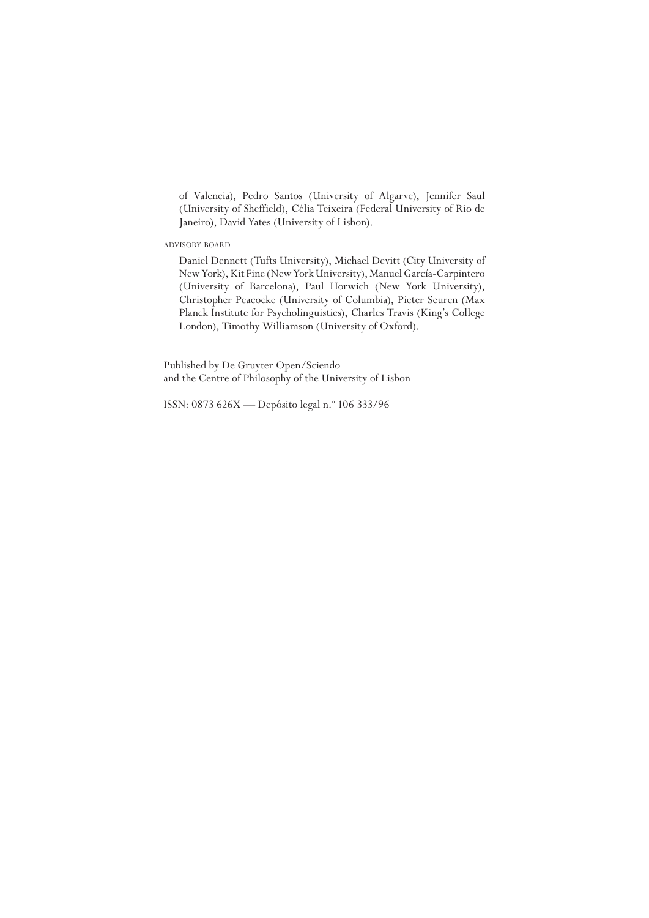of Valencia), Pedro Santos (University of Algarve), Jennifer Saul (University of Sheffield), Célia Teixeira (Federal University of Rio de Janeiro), David Yates (University of Lisbon).

ADVISORY BOARD

Daniel Dennett (Tufts University), Michael Devitt (City University of New York), Kit Fine (New York University), Manuel García-Carpintero (University of Barcelona), Paul Horwich (New York University), Christopher Peacocke (University of Columbia), Pieter Seuren (Max Planck Institute for Psycholinguistics), Charles Travis (King's College London), Timothy Williamson (University of Oxford).

Published by De Gruyter Open/Sciendo
and the Centre of Philosophy of the University of Lisbon

ISSN: 0873 626X — Depósito legal n.º 106 333/96